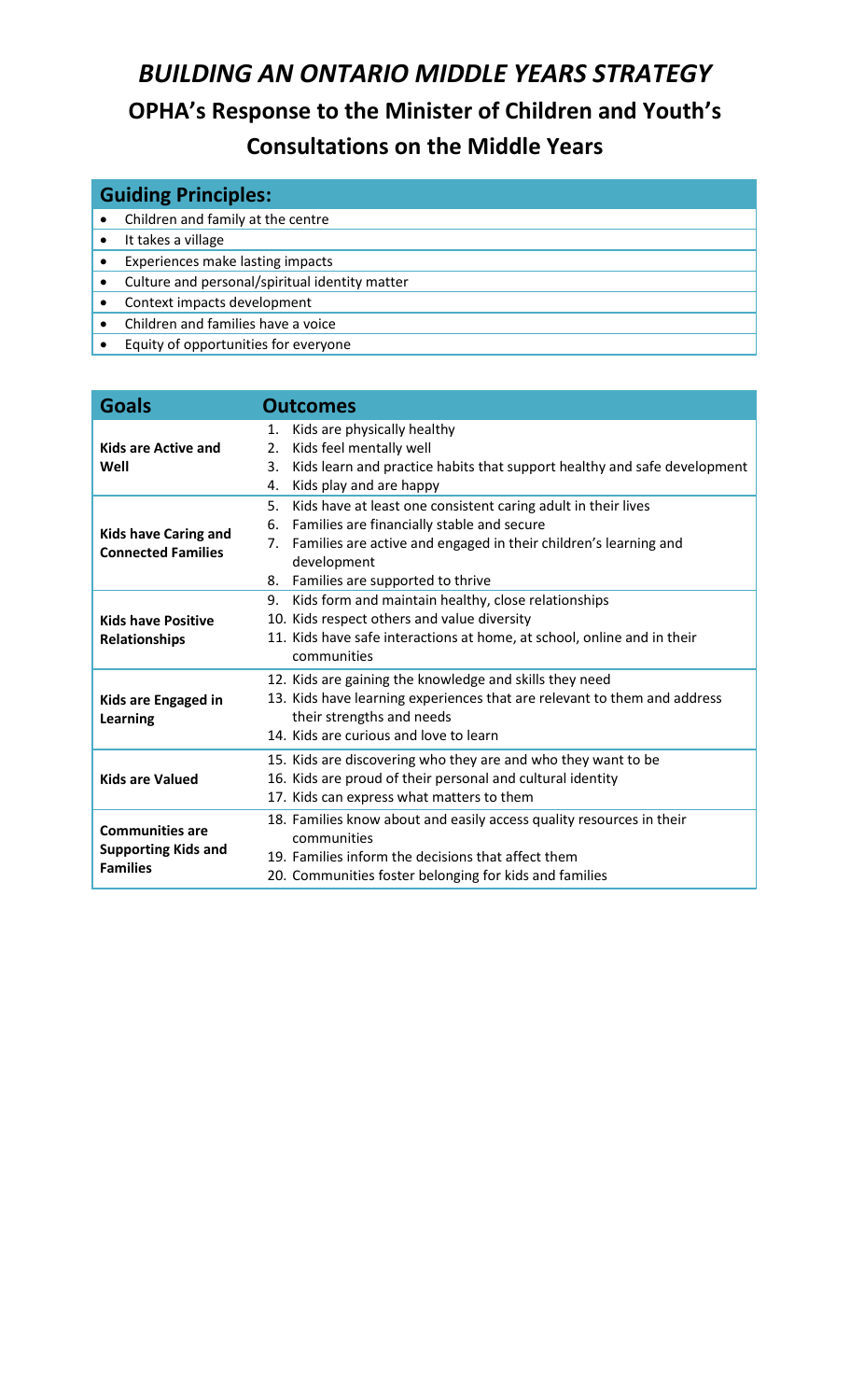# *BUILDING AN ONTARIO MIDDLE YEARS STRATEGY*

## OPHA's Response to the Minister of Children and Youth's Consultations on the Middle Years

| Guiding Principles: |
|---|
| • Children and family at the centre |
| • It takes a village |
| • Experiences make lasting impacts |
| • Culture and personal/spiritual identity matter |
| • Context impacts development |
| • Children and families have a voice |
| • Equity of opportunities for everyone |

| Goals | Outcomes |
|---|---|
| **Kids are Active and Well** | 1. Kids are physically healthy<br>2. Kids feel mentally well<br>3. Kids learn and practice habits that support healthy and safe development<br>4. Kids play and are happy |
| **Kids have Caring and Connected Families** | 5. Kids have at least one consistent caring adult in their lives<br>6. Families are financially stable and secure<br>7. Families are active and engaged in their children's learning and development<br>8. Families are supported to thrive |
| **Kids have Positive Relationships** | 9. Kids form and maintain healthy, close relationships<br>10. Kids respect others and value diversity<br>11. Kids have safe interactions at home, at school, online and in their communities |
| **Kids are Engaged in Learning** | 12. Kids are gaining the knowledge and skills they need<br>13. Kids have learning experiences that are relevant to them and address their strengths and needs<br>14. Kids are curious and love to learn |
| **Kids are Valued** | 15. Kids are discovering who they are and who they want to be<br>16. Kids are proud of their personal and cultural identity<br>17. Kids can express what matters to them |
| **Communities are Supporting Kids and Families** | 18. Families know about and easily access quality resources in their communities<br>19. Families inform the decisions that affect them<br>20. Communities foster belonging for kids and families |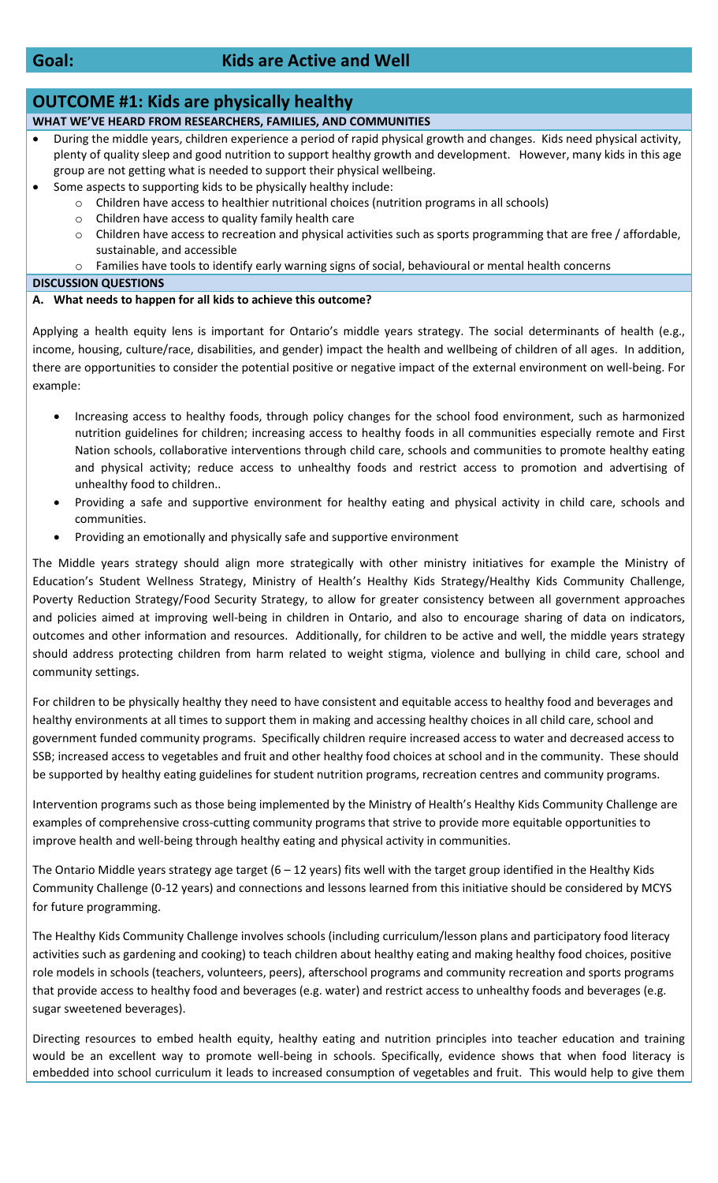## Goal: Kids are Active and Well

## OUTCOME #1: Kids are physically healthy

**WHAT WE'VE HEARD FROM RESEARCHERS, FAMILIES, AND COMMUNITIES**

- During the middle years, children experience a period of rapid physical growth and changes. Kids need physical activity, plenty of quality sleep and good nutrition to support healthy growth and development. However, many kids in this age group are not getting what is needed to support their physical wellbeing.
- Some aspects to supporting kids to be physically healthy include:
  - Children have access to healthier nutritional choices (nutrition programs in all schools)
  - Children have access to quality family health care
  - Children have access to recreation and physical activities such as sports programming that are free / affordable, sustainable, and accessible
  - Families have tools to identify early warning signs of social, behavioural or mental health concerns

**DISCUSSION QUESTIONS**

**A. What needs to happen for all kids to achieve this outcome?**

Applying a health equity lens is important for Ontario's middle years strategy. The social determinants of health (e.g., income, housing, culture/race, disabilities, and gender) impact the health and wellbeing of children of all ages. In addition, there are opportunities to consider the potential positive or negative impact of the external environment on well-being. For example:

- Increasing access to healthy foods, through policy changes for the school food environment, such as harmonized nutrition guidelines for children; increasing access to healthy foods in all communities especially remote and First Nation schools, collaborative interventions through child care, schools and communities to promote healthy eating and physical activity; reduce access to unhealthy foods and restrict access to promotion and advertising of unhealthy food to children..
- Providing a safe and supportive environment for healthy eating and physical activity in child care, schools and communities.
- Providing an emotionally and physically safe and supportive environment

The Middle years strategy should align more strategically with other ministry initiatives for example the Ministry of Education's Student Wellness Strategy, Ministry of Health's Healthy Kids Strategy/Healthy Kids Community Challenge, Poverty Reduction Strategy/Food Security Strategy, to allow for greater consistency between all government approaches and policies aimed at improving well-being in children in Ontario, and also to encourage sharing of data on indicators, outcomes and other information and resources. Additionally, for children to be active and well, the middle years strategy should address protecting children from harm related to weight stigma, violence and bullying in child care, school and community settings.

For children to be physically healthy they need to have consistent and equitable access to healthy food and beverages and healthy environments at all times to support them in making and accessing healthy choices in all child care, school and government funded community programs. Specifically children require increased access to water and decreased access to SSB; increased access to vegetables and fruit and other healthy food choices at school and in the community. These should be supported by healthy eating guidelines for student nutrition programs, recreation centres and community programs.

Intervention programs such as those being implemented by the Ministry of Health's Healthy Kids Community Challenge are examples of comprehensive cross-cutting community programs that strive to provide more equitable opportunities to improve health and well-being through healthy eating and physical activity in communities.

The Ontario Middle years strategy age target (6 – 12 years) fits well with the target group identified in the Healthy Kids Community Challenge (0-12 years) and connections and lessons learned from this initiative should be considered by MCYS for future programming.

The Healthy Kids Community Challenge involves schools (including curriculum/lesson plans and participatory food literacy activities such as gardening and cooking) to teach children about healthy eating and making healthy food choices, positive role models in schools (teachers, volunteers, peers), afterschool programs and community recreation and sports programs that provide access to healthy food and beverages (e.g. water) and restrict access to unhealthy foods and beverages (e.g. sugar sweetened beverages).

Directing resources to embed health equity, healthy eating and nutrition principles into teacher education and training would be an excellent way to promote well-being in schools. Specifically, evidence shows that when food literacy is embedded into school curriculum it leads to increased consumption of vegetables and fruit. This would help to give them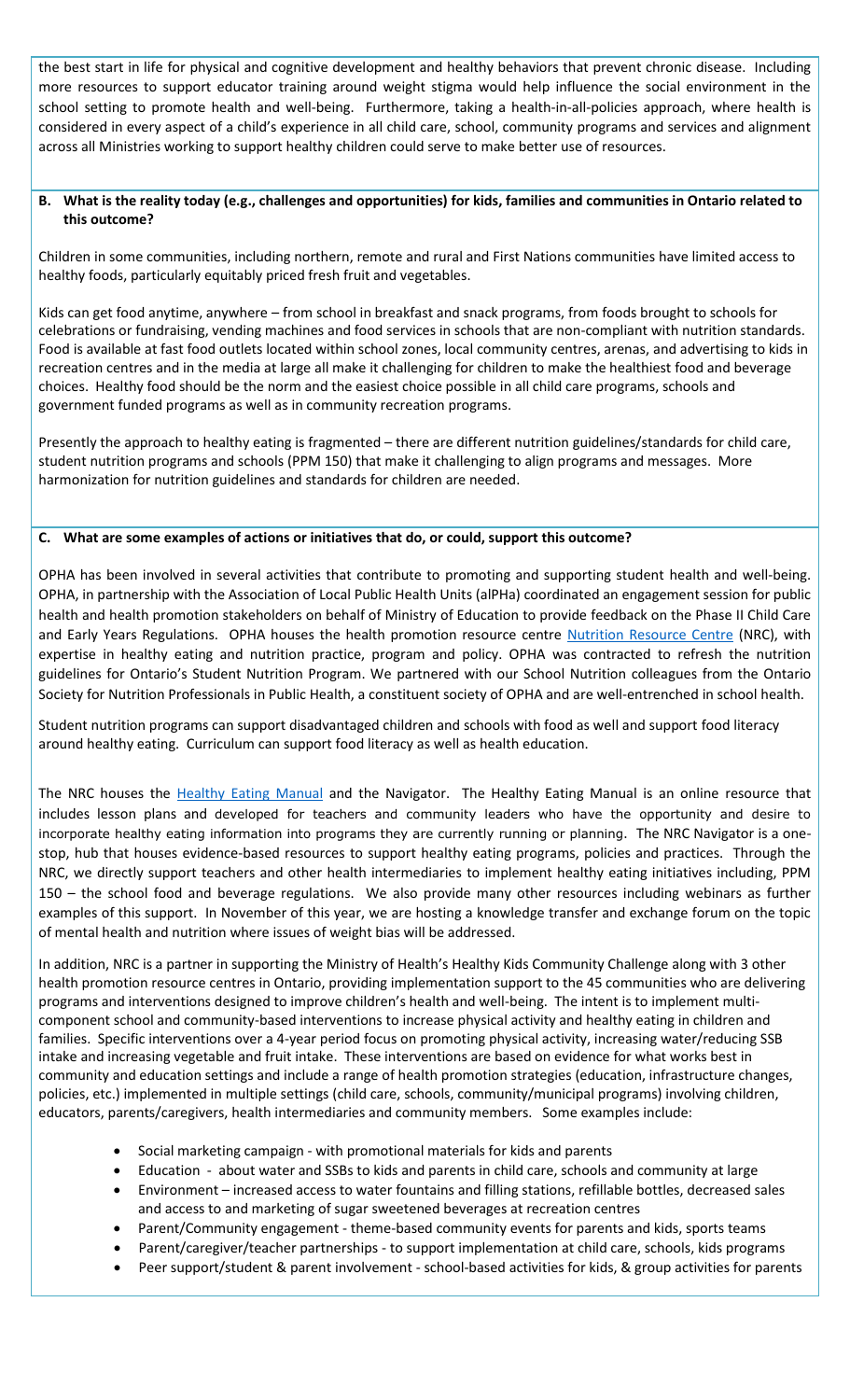the best start in life for physical and cognitive development and healthy behaviors that prevent chronic disease. Including more resources to support educator training around weight stigma would help influence the social environment in the school setting to promote health and well-being. Furthermore, taking a health-in-all-policies approach, where health is considered in every aspect of a child's experience in all child care, school, community programs and services and alignment across all Ministries working to support healthy children could serve to make better use of resources.

**B. What is the reality today (e.g., challenges and opportunities) for kids, families and communities in Ontario related to this outcome?**

Children in some communities, including northern, remote and rural and First Nations communities have limited access to healthy foods, particularly equitably priced fresh fruit and vegetables.

Kids can get food anytime, anywhere – from school in breakfast and snack programs, from foods brought to schools for celebrations or fundraising, vending machines and food services in schools that are non-compliant with nutrition standards. Food is available at fast food outlets located within school zones, local community centres, arenas, and advertising to kids in recreation centres and in the media at large all make it challenging for children to make the healthiest food and beverage choices. Healthy food should be the norm and the easiest choice possible in all child care programs, schools and government funded programs as well as in community recreation programs.

Presently the approach to healthy eating is fragmented – there are different nutrition guidelines/standards for child care, student nutrition programs and schools (PPM 150) that make it challenging to align programs and messages. More harmonization for nutrition guidelines and standards for children are needed.

**C. What are some examples of actions or initiatives that do, or could, support this outcome?**

OPHA has been involved in several activities that contribute to promoting and supporting student health and well-being. OPHA, in partnership with the Association of Local Public Health Units (alPHa) coordinated an engagement session for public health and health promotion stakeholders on behalf of Ministry of Education to provide feedback on the Phase II Child Care and Early Years Regulations. OPHA houses the health promotion resource centre Nutrition Resource Centre (NRC), with expertise in healthy eating and nutrition practice, program and policy. OPHA was contracted to refresh the nutrition guidelines for Ontario's Student Nutrition Program. We partnered with our School Nutrition colleagues from the Ontario Society for Nutrition Professionals in Public Health, a constituent society of OPHA and are well-entrenched in school health.

Student nutrition programs can support disadvantaged children and schools with food as well and support food literacy around healthy eating. Curriculum can support food literacy as well as health education.

The NRC houses the Healthy Eating Manual and the Navigator. The Healthy Eating Manual is an online resource that includes lesson plans and developed for teachers and community leaders who have the opportunity and desire to incorporate healthy eating information into programs they are currently running or planning. The NRC Navigator is a one-stop, hub that houses evidence-based resources to support healthy eating programs, policies and practices. Through the NRC, we directly support teachers and other health intermediaries to implement healthy eating initiatives including, PPM 150 – the school food and beverage regulations. We also provide many other resources including webinars as further examples of this support. In November of this year, we are hosting a knowledge transfer and exchange forum on the topic of mental health and nutrition where issues of weight bias will be addressed.

In addition, NRC is a partner in supporting the Ministry of Health's Healthy Kids Community Challenge along with 3 other health promotion resource centres in Ontario, providing implementation support to the 45 communities who are delivering programs and interventions designed to improve children's health and well-being. The intent is to implement multi-component school and community-based interventions to increase physical activity and healthy eating in children and families. Specific interventions over a 4-year period focus on promoting physical activity, increasing water/reducing SSB intake and increasing vegetable and fruit intake. These interventions are based on evidence for what works best in community and education settings and include a range of health promotion strategies (education, infrastructure changes, policies, etc.) implemented in multiple settings (child care, schools, community/municipal programs) involving children, educators, parents/caregivers, health intermediaries and community members. Some examples include:

- Social marketing campaign - with promotional materials for kids and parents
- Education - about water and SSBs to kids and parents in child care, schools and community at large
- Environment – increased access to water fountains and filling stations, refillable bottles, decreased sales and access to and marketing of sugar sweetened beverages at recreation centres
- Parent/Community engagement - theme-based community events for parents and kids, sports teams
- Parent/caregiver/teacher partnerships - to support implementation at child care, schools, kids programs
- Peer support/student & parent involvement - school-based activities for kids, & group activities for parents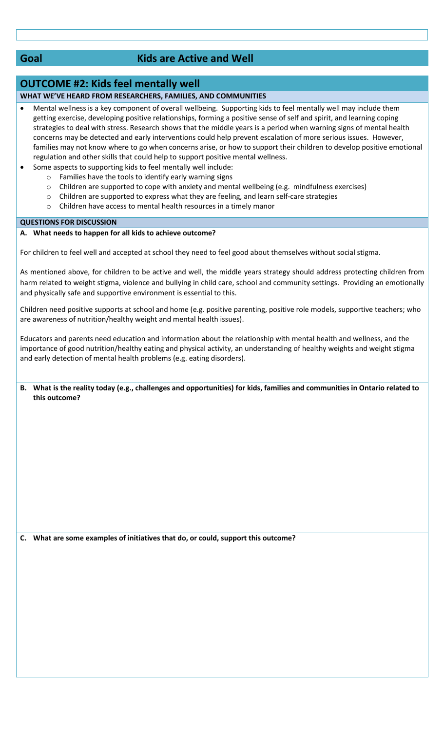## Goal — Kids are Active and Well

## OUTCOME #2: Kids feel mentally well

**WHAT WE'VE HEARD FROM RESEARCHERS, FAMILIES, AND COMMUNITIES**

- Mental wellness is a key component of overall wellbeing. Supporting kids to feel mentally well may include them getting exercise, developing positive relationships, forming a positive sense of self and spirit, and learning coping strategies to deal with stress. Research shows that the middle years is a period when warning signs of mental health concerns may be detected and early interventions could help prevent escalation of more serious issues. However, families may not know where to go when concerns arise, or how to support their children to develop positive emotional regulation and other skills that could help to support positive mental wellness.
- Some aspects to supporting kids to feel mentally well include:
  - Families have the tools to identify early warning signs
  - Children are supported to cope with anxiety and mental wellbeing (e.g. mindfulness exercises)
  - Children are supported to express what they are feeling, and learn self-care strategies
  - Children have access to mental health resources in a timely manor

**QUESTIONS FOR DISCUSSION**

**A. What needs to happen for all kids to achieve outcome?**

For children to feel well and accepted at school they need to feel good about themselves without social stigma.

As mentioned above, for children to be active and well, the middle years strategy should address protecting children from harm related to weight stigma, violence and bullying in child care, school and community settings. Providing an emotionally and physically safe and supportive environment is essential to this.

Children need positive supports at school and home (e.g. positive parenting, positive role models, supportive teachers; who are awareness of nutrition/healthy weight and mental health issues).

Educators and parents need education and information about the relationship with mental health and wellness, and the importance of good nutrition/healthy eating and physical activity, an understanding of healthy weights and weight stigma and early detection of mental health problems (e.g. eating disorders).

**B. What is the reality today (e.g., challenges and opportunities) for kids, families and communities in Ontario related to this outcome?**

**C. What are some examples of initiatives that do, or could, support this outcome?**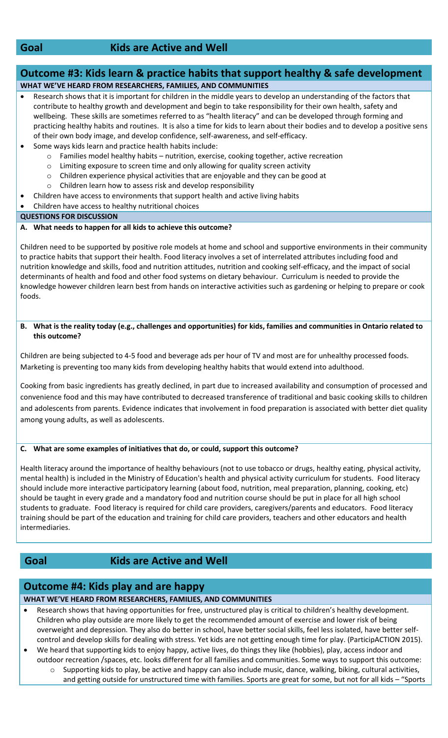## Goal Kids are Active and Well

## Outcome #3: Kids learn & practice habits that support healthy & safe development

**WHAT WE'VE HEARD FROM RESEARCHERS, FAMILIES, AND COMMUNITIES**

- Research shows that it is important for children in the middle years to develop an understanding of the factors that contribute to healthy growth and development and begin to take responsibility for their own health, safety and wellbeing. These skills are sometimes referred to as "health literacy" and can be developed through forming and practicing healthy habits and routines. It is also a time for kids to learn about their bodies and to develop a positive sens of their own body image, and develop confidence, self-awareness, and self-efficacy.
- Some ways kids learn and practice health habits include:
    - Families model healthy habits – nutrition, exercise, cooking together, active recreation
    - Limiting exposure to screen time and only allowing for quality screen activity
    - Children experience physical activities that are enjoyable and they can be good at
    - Children learn how to assess risk and develop responsibility
- Children have access to environments that support health and active living habits
- Children have access to healthy nutritional choices

**QUESTIONS FOR DISCUSSION**

**A. What needs to happen for all kids to achieve this outcome?**

Children need to be supported by positive role models at home and school and supportive environments in their community to practice habits that support their health. Food literacy involves a set of interrelated attributes including food and nutrition knowledge and skills, food and nutrition attitudes, nutrition and cooking self-efficacy, and the impact of social determinants of health and food and other food systems on dietary behaviour. Curriculum is needed to provide the knowledge however children learn best from hands on interactive activities such as gardening or helping to prepare or cook foods.

**B. What is the reality today (e.g., challenges and opportunities) for kids, families and communities in Ontario related to this outcome?**

Children are being subjected to 4-5 food and beverage ads per hour of TV and most are for unhealthy processed foods. Marketing is preventing too many kids from developing healthy habits that would extend into adulthood.

Cooking from basic ingredients has greatly declined, in part due to increased availability and consumption of processed and convenience food and this may have contributed to decreased transference of traditional and basic cooking skills to children and adolescents from parents. Evidence indicates that involvement in food preparation is associated with better diet quality among young adults, as well as adolescents.

**C. What are some examples of initiatives that do, or could, support this outcome?**

Health literacy around the importance of healthy behaviours (not to use tobacco or drugs, healthy eating, physical activity, mental health) is included in the Ministry of Education's health and physical activity curriculum for students. Food literacy should include more interactive participatory learning (about food, nutrition, meal preparation, planning, cooking, etc) should be taught in every grade and a mandatory food and nutrition course should be put in place for all high school students to graduate. Food literacy is required for child care providers, caregivers/parents and educators. Food literacy training should be part of the education and training for child care providers, teachers and other educators and health intermediaries.

## Goal Kids are Active and Well

## Outcome #4: Kids play and are happy

**WHAT WE'VE HEARD FROM RESEARCHERS, FAMILIES, AND COMMUNITIES**

- Research shows that having opportunities for free, unstructured play is critical to children's healthy development. Children who play outside are more likely to get the recommended amount of exercise and lower risk of being overweight and depression. They also do better in school, have better social skills, feel less isolated, have better self-control and develop skills for dealing with stress. Yet kids are not getting enough time for play. (ParticipACTION 2015).
- We heard that supporting kids to enjoy happy, active lives, do things they like (hobbies), play, access indoor and outdoor recreation /spaces, etc. looks different for all families and communities. Some ways to support this outcome:
    - Supporting kids to play, be active and happy can also include music, dance, walking, biking, cultural activities, and getting outside for unstructured time with families. Sports are great for some, but not for all kids – "Sports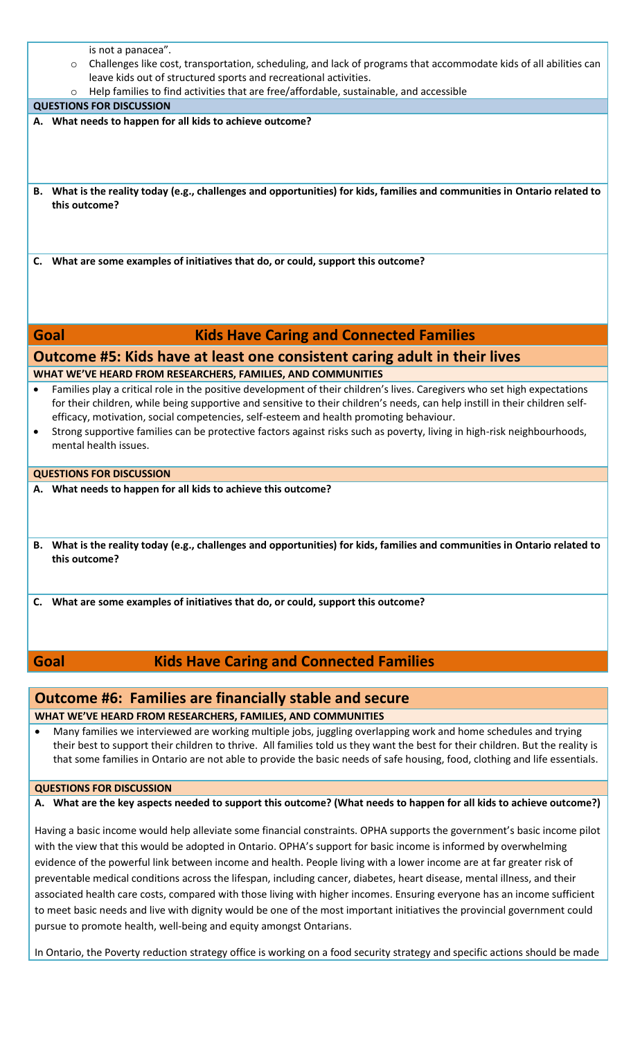is not a panacea".
  - Challenges like cost, transportation, scheduling, and lack of programs that accommodate kids of all abilities can leave kids out of structured sports and recreational activities.
  - Help families to find activities that are free/affordable, sustainable, and accessible

**QUESTIONS FOR DISCUSSION**

**A. What needs to happen for all kids to achieve outcome?**

**B. What is the reality today (e.g., challenges and opportunities) for kids, families and communities in Ontario related to this outcome?**

**C. What are some examples of initiatives that do, or could, support this outcome?**

## Goal Kids Have Caring and Connected Families

## Outcome #5: Kids have at least one consistent caring adult in their lives

**WHAT WE'VE HEARD FROM RESEARCHERS, FAMILIES, AND COMMUNITIES**

- Families play a critical role in the positive development of their children's lives. Caregivers who set high expectations for their children, while being supportive and sensitive to their children's needs, can help instill in their children self-efficacy, motivation, social competencies, self-esteem and health promoting behaviour.
- Strong supportive families can be protective factors against risks such as poverty, living in high-risk neighbourhoods, mental health issues.

**QUESTIONS FOR DISCUSSION**

**A. What needs to happen for all kids to achieve this outcome?**

**B. What is the reality today (e.g., challenges and opportunities) for kids, families and communities in Ontario related to this outcome?**

**C. What are some examples of initiatives that do, or could, support this outcome?**

## Goal Kids Have Caring and Connected Families

## Outcome #6: Families are financially stable and secure

**WHAT WE'VE HEARD FROM RESEARCHERS, FAMILIES, AND COMMUNITIES**

- Many families we interviewed are working multiple jobs, juggling overlapping work and home schedules and trying their best to support their children to thrive. All families told us they want the best for their children. But the reality is that some families in Ontario are not able to provide the basic needs of safe housing, food, clothing and life essentials.

**QUESTIONS FOR DISCUSSION**

**A. What are the key aspects needed to support this outcome? (What needs to happen for all kids to achieve outcome?)**

Having a basic income would help alleviate some financial constraints. OPHA supports the government's basic income pilot with the view that this would be adopted in Ontario. OPHA's support for basic income is informed by overwhelming evidence of the powerful link between income and health. People living with a lower income are at far greater risk of preventable medical conditions across the lifespan, including cancer, diabetes, heart disease, mental illness, and their associated health care costs, compared with those living with higher incomes. Ensuring everyone has an income sufficient to meet basic needs and live with dignity would be one of the most important initiatives the provincial government could pursue to promote health, well-being and equity amongst Ontarians.

In Ontario, the Poverty reduction strategy office is working on a food security strategy and specific actions should be made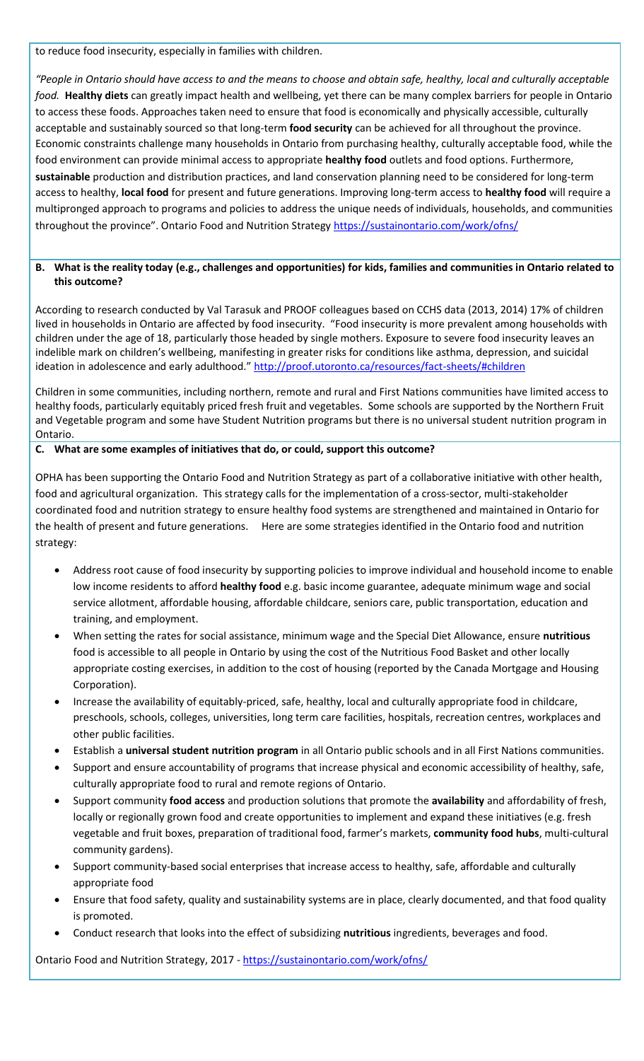to reduce food insecurity, especially in families with children.

*"People in Ontario should have access to and the means to choose and obtain safe, healthy, local and culturally acceptable food.* **Healthy diets** can greatly impact health and wellbeing, yet there can be many complex barriers for people in Ontario to access these foods. Approaches taken need to ensure that food is economically and physically accessible, culturally acceptable and sustainably sourced so that long-term **food security** can be achieved for all throughout the province. Economic constraints challenge many households in Ontario from purchasing healthy, culturally acceptable food, while the food environment can provide minimal access to appropriate **healthy food** outlets and food options. Furthermore, **sustainable** production and distribution practices, and land conservation planning need to be considered for long-term access to healthy, **local food** for present and future generations. Improving long-term access to **healthy food** will require a multipronged approach to programs and policies to address the unique needs of individuals, households, and communities throughout the province". Ontario Food and Nutrition Strategy https://sustainontario.com/work/ofns/

**B. What is the reality today (e.g., challenges and opportunities) for kids, families and communities in Ontario related to this outcome?**

According to research conducted by Val Tarasuk and PROOF colleagues based on CCHS data (2013, 2014) 17% of children lived in households in Ontario are affected by food insecurity. "Food insecurity is more prevalent among households with children under the age of 18, particularly those headed by single mothers. Exposure to severe food insecurity leaves an indelible mark on children's wellbeing, manifesting in greater risks for conditions like asthma, depression, and suicidal ideation in adolescence and early adulthood." http://proof.utoronto.ca/resources/fact-sheets/#children

Children in some communities, including northern, remote and rural and First Nations communities have limited access to healthy foods, particularly equitably priced fresh fruit and vegetables. Some schools are supported by the Northern Fruit and Vegetable program and some have Student Nutrition programs but there is no universal student nutrition program in Ontario.

**C. What are some examples of initiatives that do, or could, support this outcome?**

OPHA has been supporting the Ontario Food and Nutrition Strategy as part of a collaborative initiative with other health, food and agricultural organization. This strategy calls for the implementation of a cross-sector, multi-stakeholder coordinated food and nutrition strategy to ensure healthy food systems are strengthened and maintained in Ontario for the health of present and future generations. Here are some strategies identified in the Ontario food and nutrition strategy:

- Address root cause of food insecurity by supporting policies to improve individual and household income to enable low income residents to afford **healthy food** e.g. basic income guarantee, adequate minimum wage and social service allotment, affordable housing, affordable childcare, seniors care, public transportation, education and training, and employment.
- When setting the rates for social assistance, minimum wage and the Special Diet Allowance, ensure **nutritious** food is accessible to all people in Ontario by using the cost of the Nutritious Food Basket and other locally appropriate costing exercises, in addition to the cost of housing (reported by the Canada Mortgage and Housing Corporation).
- Increase the availability of equitably-priced, safe, healthy, local and culturally appropriate food in childcare, preschools, schools, colleges, universities, long term care facilities, hospitals, recreation centres, workplaces and other public facilities.
- Establish a **universal student nutrition program** in all Ontario public schools and in all First Nations communities.
- Support and ensure accountability of programs that increase physical and economic accessibility of healthy, safe, culturally appropriate food to rural and remote regions of Ontario.
- Support community **food access** and production solutions that promote the **availability** and affordability of fresh, locally or regionally grown food and create opportunities to implement and expand these initiatives (e.g. fresh vegetable and fruit boxes, preparation of traditional food, farmer's markets, **community food hubs**, multi-cultural community gardens).
- Support community-based social enterprises that increase access to healthy, safe, affordable and culturally appropriate food
- Ensure that food safety, quality and sustainability systems are in place, clearly documented, and that food quality is promoted.
- Conduct research that looks into the effect of subsidizing **nutritious** ingredients, beverages and food.

Ontario Food and Nutrition Strategy, 2017 - https://sustainontario.com/work/ofns/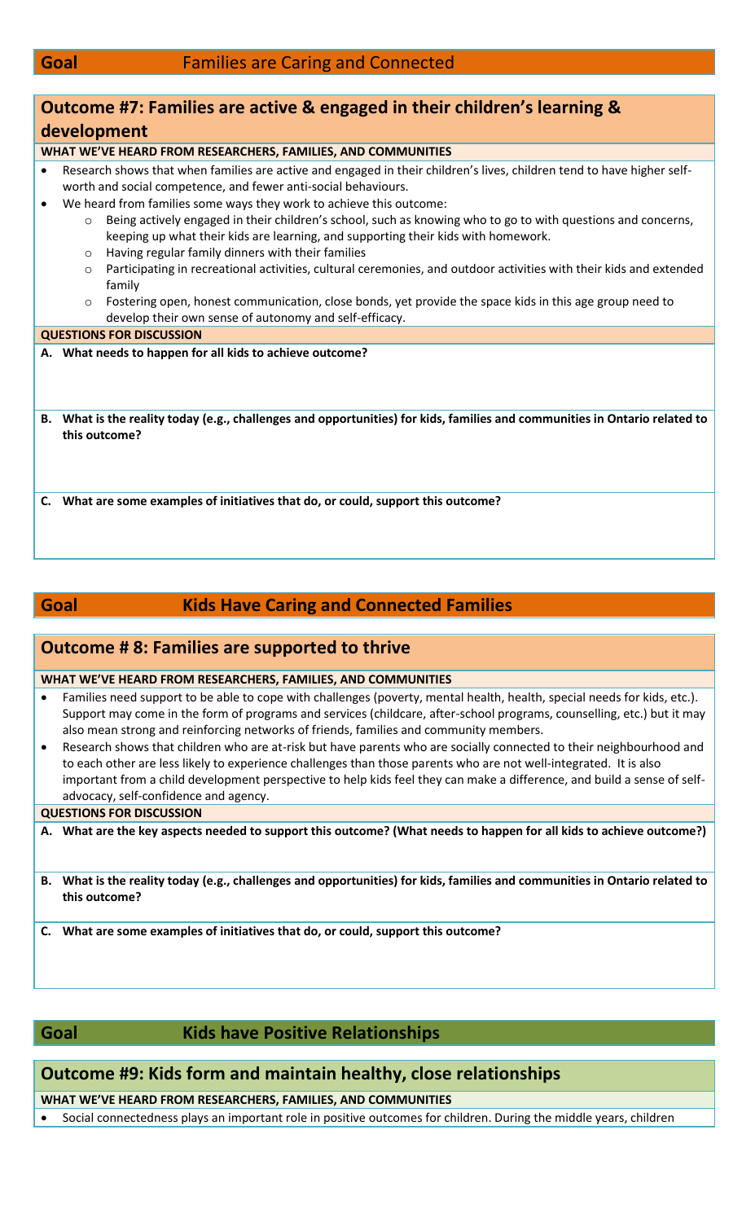## Goal: Families are Caring and Connected

### Outcome #7: Families are active & engaged in their children's learning & development

**WHAT WE'VE HEARD FROM RESEARCHERS, FAMILIES, AND COMMUNITIES**

- Research shows that when families are active and engaged in their children's lives, children tend to have higher self-worth and social competence, and fewer anti-social behaviours.
- We heard from families some ways they work to achieve this outcome:
  - Being actively engaged in their children's school, such as knowing who to go to with questions and concerns, keeping up what their kids are learning, and supporting their kids with homework.
  - Having regular family dinners with their families
  - Participating in recreational activities, cultural ceremonies, and outdoor activities with their kids and extended family
  - Fostering open, honest communication, close bonds, yet provide the space kids in this age group need to develop their own sense of autonomy and self-efficacy.

**QUESTIONS FOR DISCUSSION**

**A. What needs to happen for all kids to achieve outcome?**

**B. What is the reality today (e.g., challenges and opportunities) for kids, families and communities in Ontario related to this outcome?**

**C. What are some examples of initiatives that do, or could, support this outcome?**

## Goal: Kids Have Caring and Connected Families

### Outcome # 8: Families are supported to thrive

**WHAT WE'VE HEARD FROM RESEARCHERS, FAMILIES, AND COMMUNITIES**

- Families need support to be able to cope with challenges (poverty, mental health, health, special needs for kids, etc.). Support may come in the form of programs and services (childcare, after-school programs, counselling, etc.) but it may also mean strong and reinforcing networks of friends, families and community members.
- Research shows that children who are at-risk but have parents who are socially connected to their neighbourhood and to each other are less likely to experience challenges than those parents who are not well-integrated. It is also important from a child development perspective to help kids feel they can make a difference, and build a sense of self-advocacy, self-confidence and agency.

**QUESTIONS FOR DISCUSSION**

**A. What are the key aspects needed to support this outcome? (What needs to happen for all kids to achieve outcome?)**

**B. What is the reality today (e.g., challenges and opportunities) for kids, families and communities in Ontario related to this outcome?**

**C. What are some examples of initiatives that do, or could, support this outcome?**

## Goal: Kids have Positive Relationships

### Outcome #9: Kids form and maintain healthy, close relationships

**WHAT WE'VE HEARD FROM RESEARCHERS, FAMILIES, AND COMMUNITIES**

- Social connectedness plays an important role in positive outcomes for children. During the middle years, children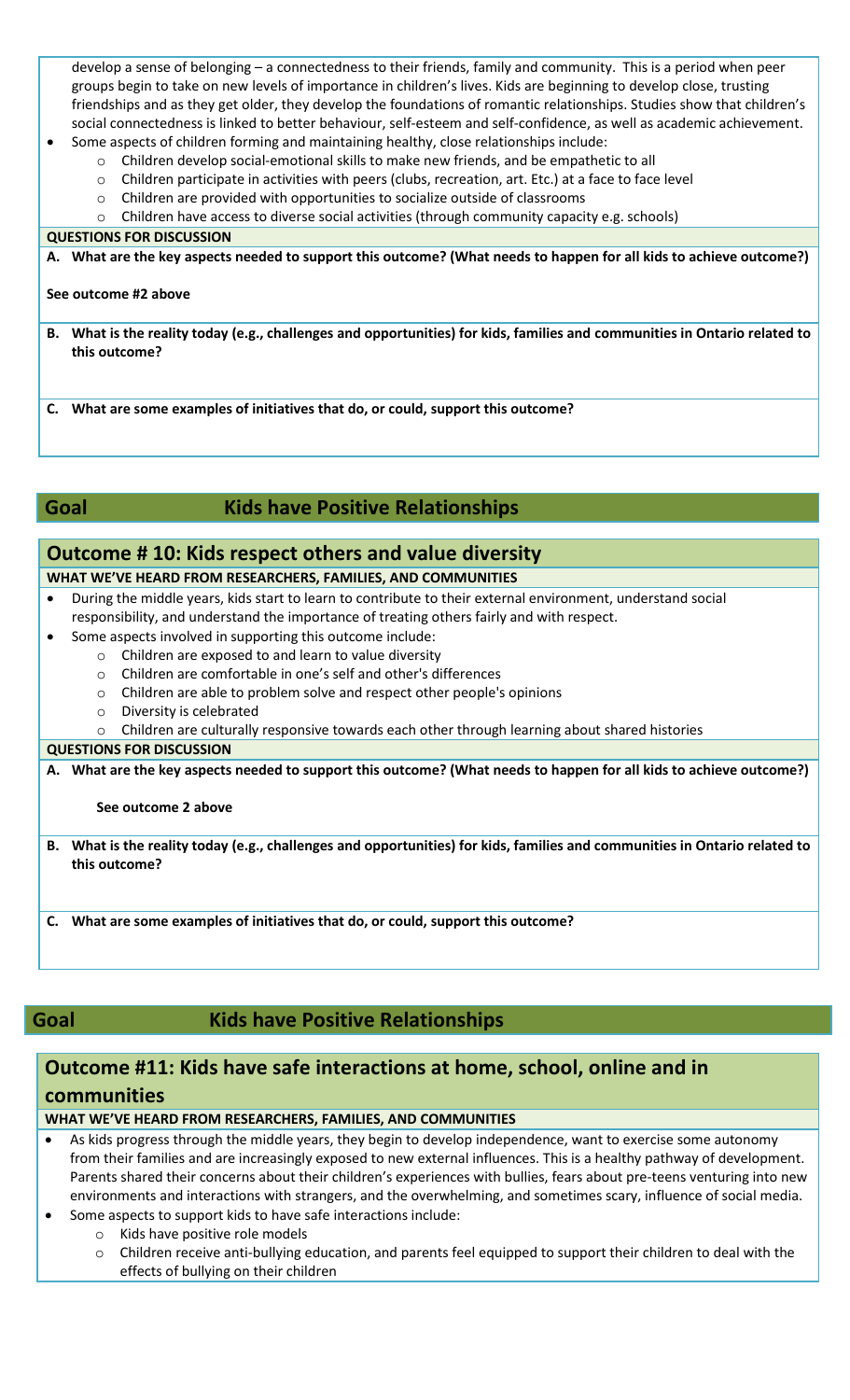develop a sense of belonging – a connectedness to their friends, family and community. This is a period when peer groups begin to take on new levels of importance in children's lives. Kids are beginning to develop close, trusting friendships and as they get older, they develop the foundations of romantic relationships. Studies show that children's social connectedness is linked to better behaviour, self-esteem and self-confidence, as well as academic achievement.

- Some aspects of children forming and maintaining healthy, close relationships include:
  - Children develop social-emotional skills to make new friends, and be empathetic to all
  - Children participate in activities with peers (clubs, recreation, art. Etc.) at a face to face level
  - Children are provided with opportunities to socialize outside of classrooms
  - Children have access to diverse social activities (through community capacity e.g. schools)

**QUESTIONS FOR DISCUSSION**

**A. What are the key aspects needed to support this outcome? (What needs to happen for all kids to achieve outcome?)**

**See outcome #2 above**

**B. What is the reality today (e.g., challenges and opportunities) for kids, families and communities in Ontario related to this outcome?**

**C. What are some examples of initiatives that do, or could, support this outcome?**

## Goal — Kids have Positive Relationships

### Outcome # 10: Kids respect others and value diversity

**WHAT WE'VE HEARD FROM RESEARCHERS, FAMILIES, AND COMMUNITIES**

- During the middle years, kids start to learn to contribute to their external environment, understand social responsibility, and understand the importance of treating others fairly and with respect.
- Some aspects involved in supporting this outcome include:
  - Children are exposed to and learn to value diversity
  - Children are comfortable in one's self and other's differences
  - Children are able to problem solve and respect other people's opinions
  - Diversity is celebrated
  - Children are culturally responsive towards each other through learning about shared histories

**QUESTIONS FOR DISCUSSION**

**A. What are the key aspects needed to support this outcome? (What needs to happen for all kids to achieve outcome?)**

**See outcome 2 above**

**B. What is the reality today (e.g., challenges and opportunities) for kids, families and communities in Ontario related to this outcome?**

**C. What are some examples of initiatives that do, or could, support this outcome?**

## Goal — Kids have Positive Relationships

### Outcome #11: Kids have safe interactions at home, school, online and in communities

**WHAT WE'VE HEARD FROM RESEARCHERS, FAMILIES, AND COMMUNITIES**

- As kids progress through the middle years, they begin to develop independence, want to exercise some autonomy from their families and are increasingly exposed to new external influences. This is a healthy pathway of development. Parents shared their concerns about their children's experiences with bullies, fears about pre-teens venturing into new environments and interactions with strangers, and the overwhelming, and sometimes scary, influence of social media.
- Some aspects to support kids to have safe interactions include:
  - Kids have positive role models
  - Children receive anti-bullying education, and parents feel equipped to support their children to deal with the effects of bullying on their children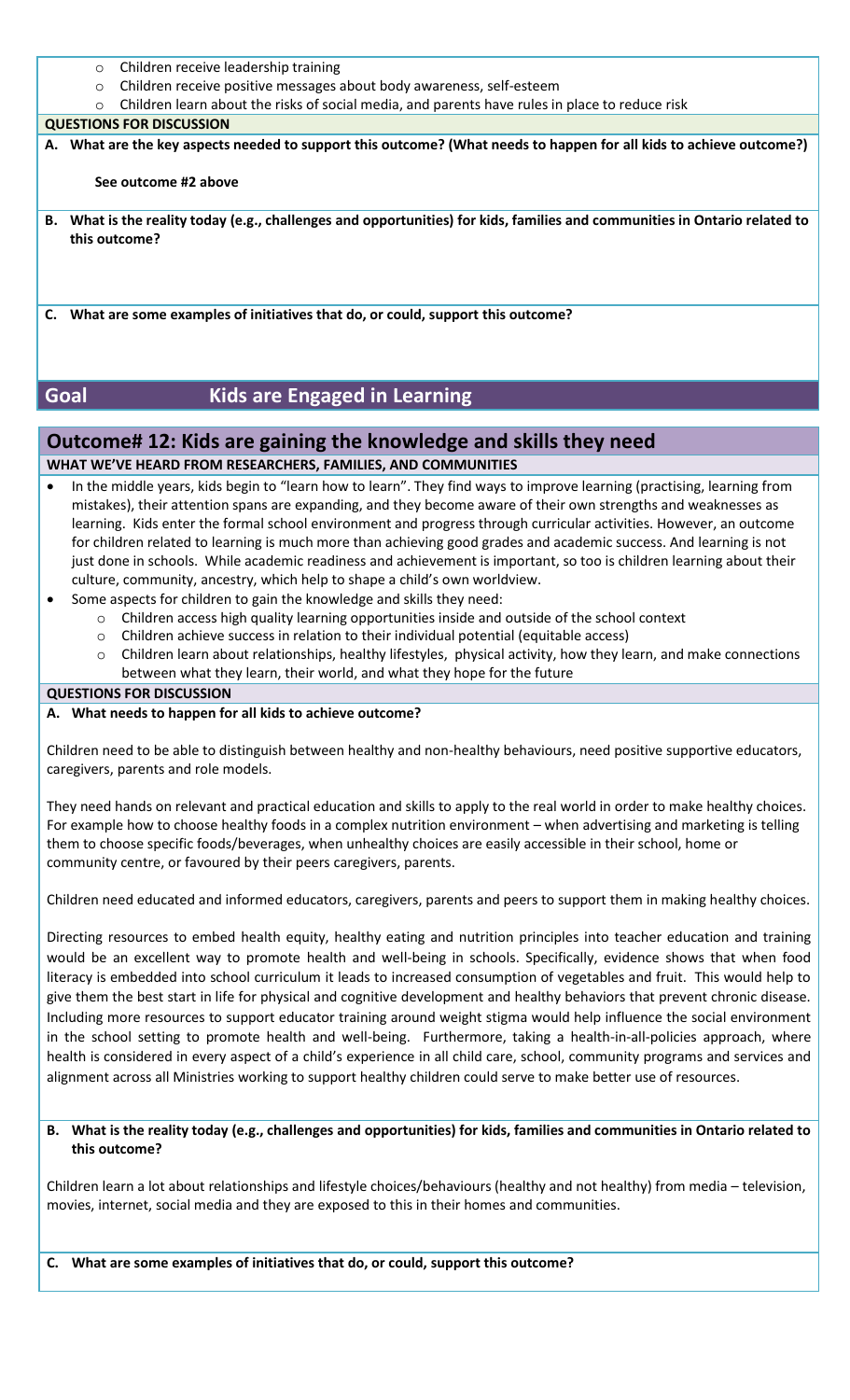- Children receive leadership training
- Children receive positive messages about body awareness, self-esteem
- Children learn about the risks of social media, and parents have rules in place to reduce risk

**QUESTIONS FOR DISCUSSION**

**A. What are the key aspects needed to support this outcome? (What needs to happen for all kids to achieve outcome?)**

**See outcome #2 above**

**B. What is the reality today (e.g., challenges and opportunities) for kids, families and communities in Ontario related to this outcome?**

**C. What are some examples of initiatives that do, or could, support this outcome?**

## Goal Kids are Engaged in Learning

## Outcome# 12: Kids are gaining the knowledge and skills they need

**WHAT WE'VE HEARD FROM RESEARCHERS, FAMILIES, AND COMMUNITIES**

- In the middle years, kids begin to "learn how to learn". They find ways to improve learning (practising, learning from mistakes), their attention spans are expanding, and they become aware of their own strengths and weaknesses as learning. Kids enter the formal school environment and progress through curricular activities. However, an outcome for children related to learning is much more than achieving good grades and academic success. And learning is not just done in schools. While academic readiness and achievement is important, so too is children learning about their culture, community, ancestry, which help to shape a child's own worldview.
- Some aspects for children to gain the knowledge and skills they need:
  - Children access high quality learning opportunities inside and outside of the school context
  - Children achieve success in relation to their individual potential (equitable access)
  - Children learn about relationships, healthy lifestyles, physical activity, how they learn, and make connections between what they learn, their world, and what they hope for the future

**QUESTIONS FOR DISCUSSION**

**A. What needs to happen for all kids to achieve outcome?**

Children need to be able to distinguish between healthy and non-healthy behaviours, need positive supportive educators, caregivers, parents and role models.

They need hands on relevant and practical education and skills to apply to the real world in order to make healthy choices. For example how to choose healthy foods in a complex nutrition environment – when advertising and marketing is telling them to choose specific foods/beverages, when unhealthy choices are easily accessible in their school, home or community centre, or favoured by their peers caregivers, parents.

Children need educated and informed educators, caregivers, parents and peers to support them in making healthy choices.

Directing resources to embed health equity, healthy eating and nutrition principles into teacher education and training would be an excellent way to promote health and well-being in schools. Specifically, evidence shows that when food literacy is embedded into school curriculum it leads to increased consumption of vegetables and fruit. This would help to give them the best start in life for physical and cognitive development and healthy behaviors that prevent chronic disease. Including more resources to support educator training around weight stigma would help influence the social environment in the school setting to promote health and well-being. Furthermore, taking a health-in-all-policies approach, where health is considered in every aspect of a child's experience in all child care, school, community programs and services and alignment across all Ministries working to support healthy children could serve to make better use of resources.

**B. What is the reality today (e.g., challenges and opportunities) for kids, families and communities in Ontario related to this outcome?**

Children learn a lot about relationships and lifestyle choices/behaviours (healthy and not healthy) from media – television, movies, internet, social media and they are exposed to this in their homes and communities.

**C. What are some examples of initiatives that do, or could, support this outcome?**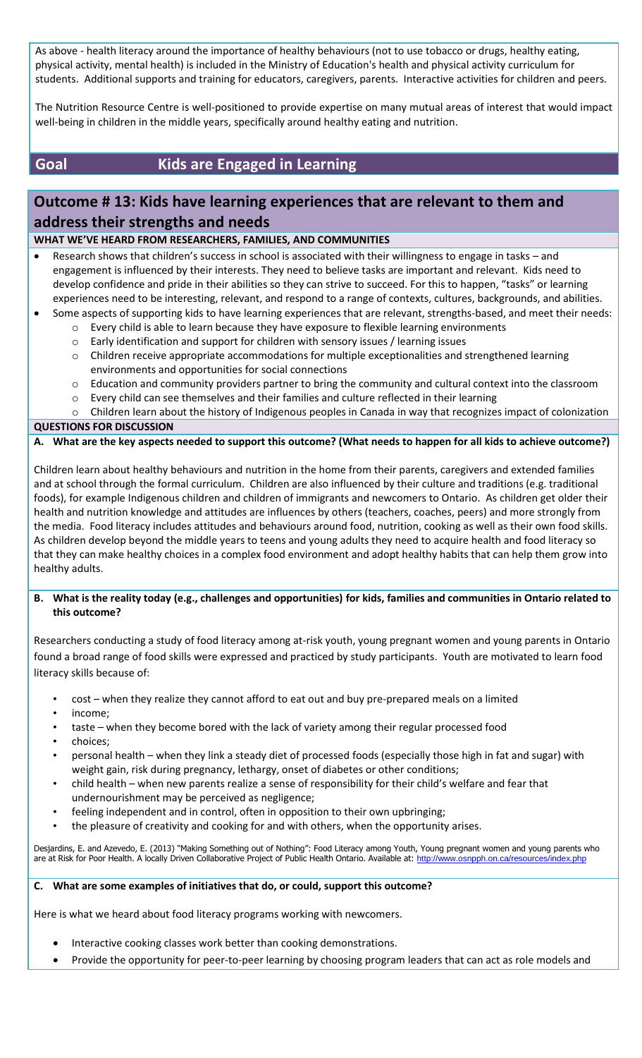As above - health literacy around the importance of healthy behaviours (not to use tobacco or drugs, healthy eating, physical activity, mental health) is included in the Ministry of Education's health and physical activity curriculum for students. Additional supports and training for educators, caregivers, parents. Interactive activities for children and peers.

The Nutrition Resource Centre is well-positioned to provide expertise on many mutual areas of interest that would impact well-being in children in the middle years, specifically around healthy eating and nutrition.

## Goal — Kids are Engaged in Learning

## Outcome # 13: Kids have learning experiences that are relevant to them and address their strengths and needs

**WHAT WE'VE HEARD FROM RESEARCHERS, FAMILIES, AND COMMUNITIES**

- Research shows that children's success in school is associated with their willingness to engage in tasks – and engagement is influenced by their interests. They need to believe tasks are important and relevant. Kids need to develop confidence and pride in their abilities so they can strive to succeed. For this to happen, "tasks" or learning experiences need to be interesting, relevant, and respond to a range of contexts, cultures, backgrounds, and abilities.
- Some aspects of supporting kids to have learning experiences that are relevant, strengths-based, and meet their needs:
  - Every child is able to learn because they have exposure to flexible learning environments
  - Early identification and support for children with sensory issues / learning issues
  - Children receive appropriate accommodations for multiple exceptionalities and strengthened learning environments and opportunities for social connections
  - Education and community providers partner to bring the community and cultural context into the classroom
  - Every child can see themselves and their families and culture reflected in their learning
  - Children learn about the history of Indigenous peoples in Canada in way that recognizes impact of colonization

**QUESTIONS FOR DISCUSSION**

**A. What are the key aspects needed to support this outcome? (What needs to happen for all kids to achieve outcome?)**

Children learn about healthy behaviours and nutrition in the home from their parents, caregivers and extended families and at school through the formal curriculum. Children are also influenced by their culture and traditions (e.g. traditional foods), for example Indigenous children and children of immigrants and newcomers to Ontario. As children get older their health and nutrition knowledge and attitudes are influences by others (teachers, coaches, peers) and more strongly from the media. Food literacy includes attitudes and behaviours around food, nutrition, cooking as well as their own food skills. As children develop beyond the middle years to teens and young adults they need to acquire health and food literacy so that they can make healthy choices in a complex food environment and adopt healthy habits that can help them grow into healthy adults.

**B. What is the reality today (e.g., challenges and opportunities) for kids, families and communities in Ontario related to this outcome?**

Researchers conducting a study of food literacy among at-risk youth, young pregnant women and young parents in Ontario found a broad range of food skills were expressed and practiced by study participants. Youth are motivated to learn food literacy skills because of:

- cost – when they realize they cannot afford to eat out and buy pre-prepared meals on a limited
- income;
- taste – when they become bored with the lack of variety among their regular processed food
- choices;
- personal health – when they link a steady diet of processed foods (especially those high in fat and sugar) with weight gain, risk during pregnancy, lethargy, onset of diabetes or other conditions;
- child health – when new parents realize a sense of responsibility for their child's welfare and fear that undernourishment may be perceived as negligence;
- feeling independent and in control, often in opposition to their own upbringing;
- the pleasure of creativity and cooking for and with others, when the opportunity arises.

Desjardins, E. and Azevedo, E. (2013) "Making Something out of Nothing": Food Literacy among Youth, Young pregnant women and young parents who are at Risk for Poor Health. A locally Driven Collaborative Project of Public Health Ontario. Available at: http://www.osnpph.on.ca/resources/index.php

**C. What are some examples of initiatives that do, or could, support this outcome?**

Here is what we heard about food literacy programs working with newcomers.

- Interactive cooking classes work better than cooking demonstrations.
- Provide the opportunity for peer-to-peer learning by choosing program leaders that can act as role models and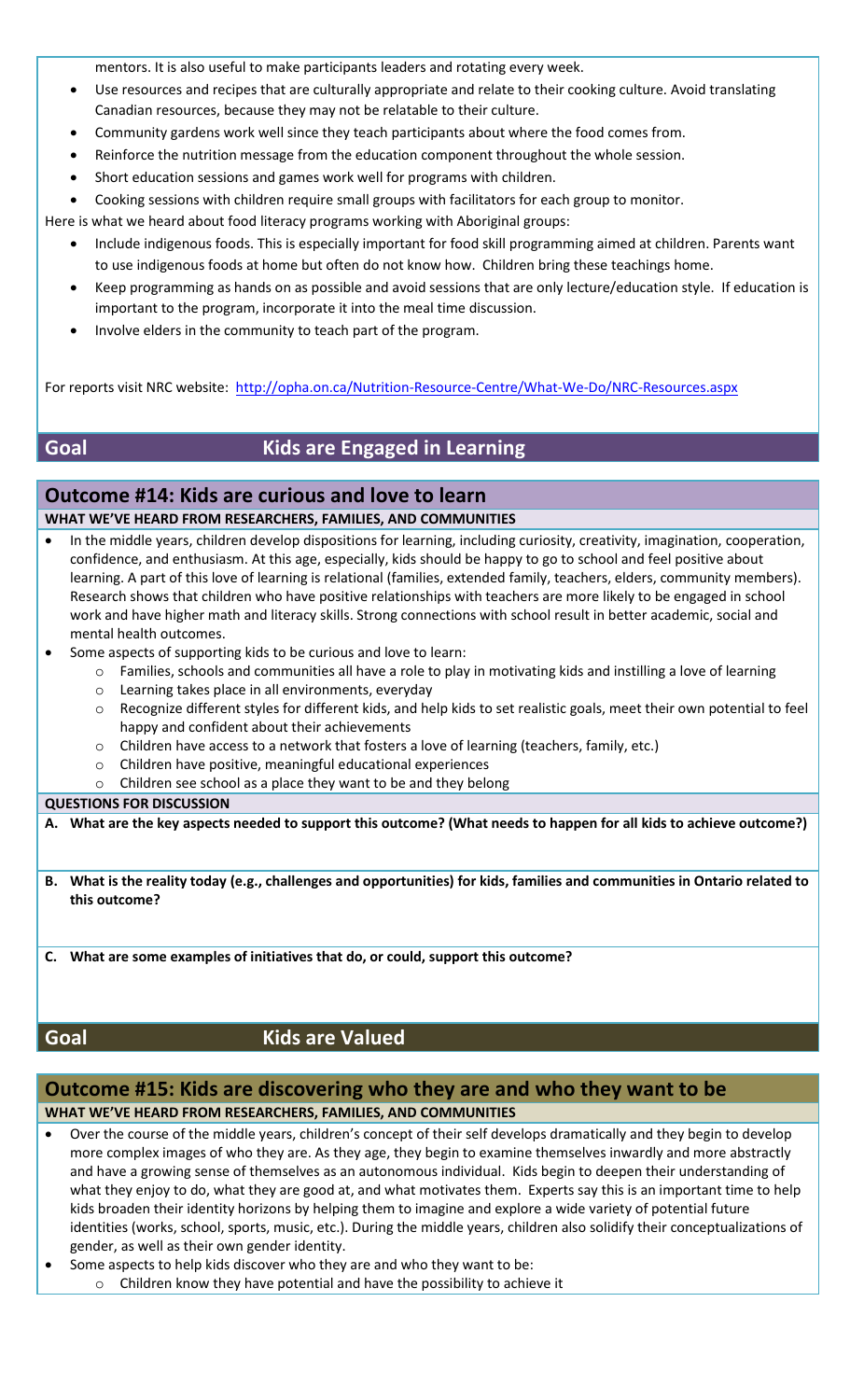mentors. It is also useful to make participants leaders and rotating every week.

- Use resources and recipes that are culturally appropriate and relate to their cooking culture. Avoid translating Canadian resources, because they may not be relatable to their culture.
- Community gardens work well since they teach participants about where the food comes from.
- Reinforce the nutrition message from the education component throughout the whole session.
- Short education sessions and games work well for programs with children.
- Cooking sessions with children require small groups with facilitators for each group to monitor.

Here is what we heard about food literacy programs working with Aboriginal groups:

- Include indigenous foods. This is especially important for food skill programming aimed at children. Parents want to use indigenous foods at home but often do not know how. Children bring these teachings home.
- Keep programming as hands on as possible and avoid sessions that are only lecture/education style. If education is important to the program, incorporate it into the meal time discussion.
- Involve elders in the community to teach part of the program.

For reports visit NRC website: http://opha.on.ca/Nutrition-Resource-Centre/What-We-Do/NRC-Resources.aspx

## Goal — Kids are Engaged in Learning

### Outcome #14: Kids are curious and love to learn

**WHAT WE'VE HEARD FROM RESEARCHERS, FAMILIES, AND COMMUNITIES**

- In the middle years, children develop dispositions for learning, including curiosity, creativity, imagination, cooperation, confidence, and enthusiasm. At this age, especially, kids should be happy to go to school and feel positive about learning. A part of this love of learning is relational (families, extended family, teachers, elders, community members). Research shows that children who have positive relationships with teachers are more likely to be engaged in school work and have higher math and literacy skills. Strong connections with school result in better academic, social and mental health outcomes.
- Some aspects of supporting kids to be curious and love to learn:
  - Families, schools and communities all have a role to play in motivating kids and instilling a love of learning
  - Learning takes place in all environments, everyday
  - Recognize different styles for different kids, and help kids to set realistic goals, meet their own potential to feel happy and confident about their achievements
  - Children have access to a network that fosters a love of learning (teachers, family, etc.)
  - Children have positive, meaningful educational experiences
  - Children see school as a place they want to be and they belong

**QUESTIONS FOR DISCUSSION**

**A. What are the key aspects needed to support this outcome? (What needs to happen for all kids to achieve outcome?)**

**B. What is the reality today (e.g., challenges and opportunities) for kids, families and communities in Ontario related to this outcome?**

**C. What are some examples of initiatives that do, or could, support this outcome?**

## Goal — Kids are Valued

### Outcome #15: Kids are discovering who they are and who they want to be

**WHAT WE'VE HEARD FROM RESEARCHERS, FAMILIES, AND COMMUNITIES**

- Over the course of the middle years, children's concept of their self develops dramatically and they begin to develop more complex images of who they are. As they age, they begin to examine themselves inwardly and more abstractly and have a growing sense of themselves as an autonomous individual. Kids begin to deepen their understanding of what they enjoy to do, what they are good at, and what motivates them. Experts say this is an important time to help kids broaden their identity horizons by helping them to imagine and explore a wide variety of potential future identities (works, school, sports, music, etc.). During the middle years, children also solidify their conceptualizations of gender, as well as their own gender identity.
- Some aspects to help kids discover who they are and who they want to be:
  - Children know they have potential and have the possibility to achieve it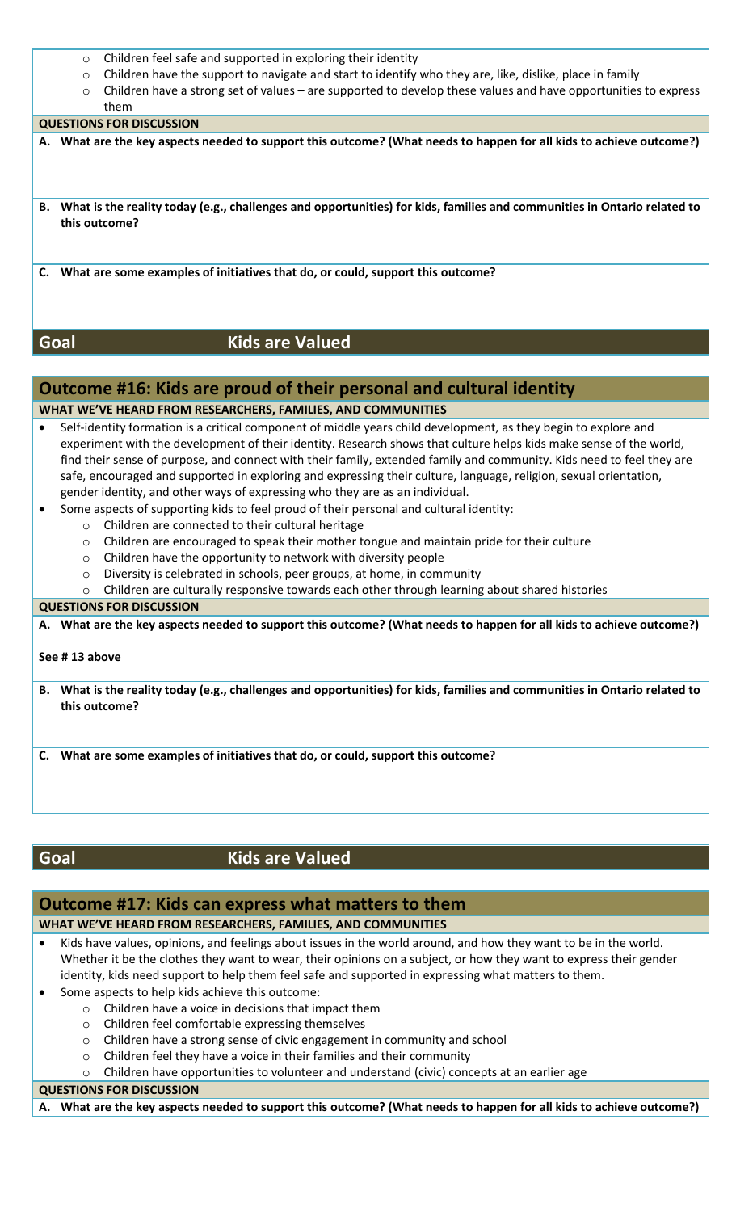- Children feel safe and supported in exploring their identity
   - Children have the support to navigate and start to identify who they are, like, dislike, place in family
   - Children have a strong set of values – are supported to develop these values and have opportunities to express them

**QUESTIONS FOR DISCUSSION**

**A. What are the key aspects needed to support this outcome? (What needs to happen for all kids to achieve outcome?)**

**B. What is the reality today (e.g., challenges and opportunities) for kids, families and communities in Ontario related to this outcome?**

**C. What are some examples of initiatives that do, or could, support this outcome?**

## Goal — Kids are Valued

### Outcome #16: Kids are proud of their personal and cultural identity

**WHAT WE'VE HEARD FROM RESEARCHERS, FAMILIES, AND COMMUNITIES**

- Self-identity formation is a critical component of middle years child development, as they begin to explore and experiment with the development of their identity. Research shows that culture helps kids make sense of the world, find their sense of purpose, and connect with their family, extended family and community. Kids need to feel they are safe, encouraged and supported in exploring and expressing their culture, language, religion, sexual orientation, gender identity, and other ways of expressing who they are as an individual.
- Some aspects of supporting kids to feel proud of their personal and cultural identity:
   - Children are connected to their cultural heritage
   - Children are encouraged to speak their mother tongue and maintain pride for their culture
   - Children have the opportunity to network with diversity people
   - Diversity is celebrated in schools, peer groups, at home, in community
   - Children are culturally responsive towards each other through learning about shared histories

**QUESTIONS FOR DISCUSSION**

**A. What are the key aspects needed to support this outcome? (What needs to happen for all kids to achieve outcome?)**

**See # 13 above**

**B. What is the reality today (e.g., challenges and opportunities) for kids, families and communities in Ontario related to this outcome?**

**C. What are some examples of initiatives that do, or could, support this outcome?**

## Goal — Kids are Valued

### Outcome #17: Kids can express what matters to them

**WHAT WE'VE HEARD FROM RESEARCHERS, FAMILIES, AND COMMUNITIES**

- Kids have values, opinions, and feelings about issues in the world around, and how they want to be in the world. Whether it be the clothes they want to wear, their opinions on a subject, or how they want to express their gender identity, kids need support to help them feel safe and supported in expressing what matters to them.
- Some aspects to help kids achieve this outcome:
   - Children have a voice in decisions that impact them
   - Children feel comfortable expressing themselves
   - Children have a strong sense of civic engagement in community and school
   - Children feel they have a voice in their families and their community
   - Children have opportunities to volunteer and understand (civic) concepts at an earlier age

**QUESTIONS FOR DISCUSSION**

**A. What are the key aspects needed to support this outcome? (What needs to happen for all kids to achieve outcome?)**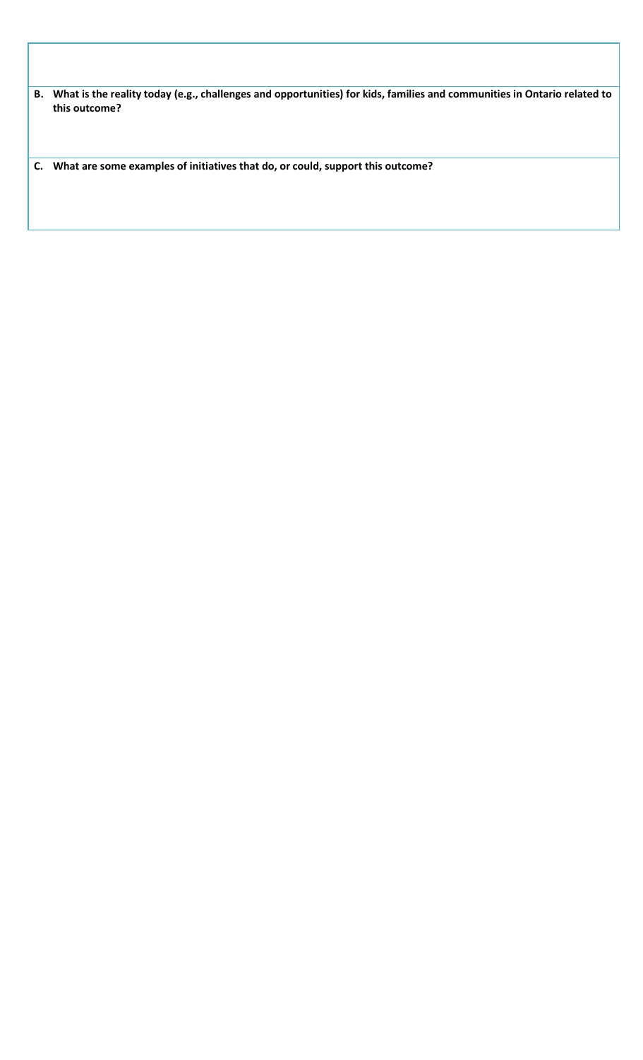**B. What is the reality today (e.g., challenges and opportunities) for kids, families and communities in Ontario related to this outcome?**

**C. What are some examples of initiatives that do, or could, support this outcome?**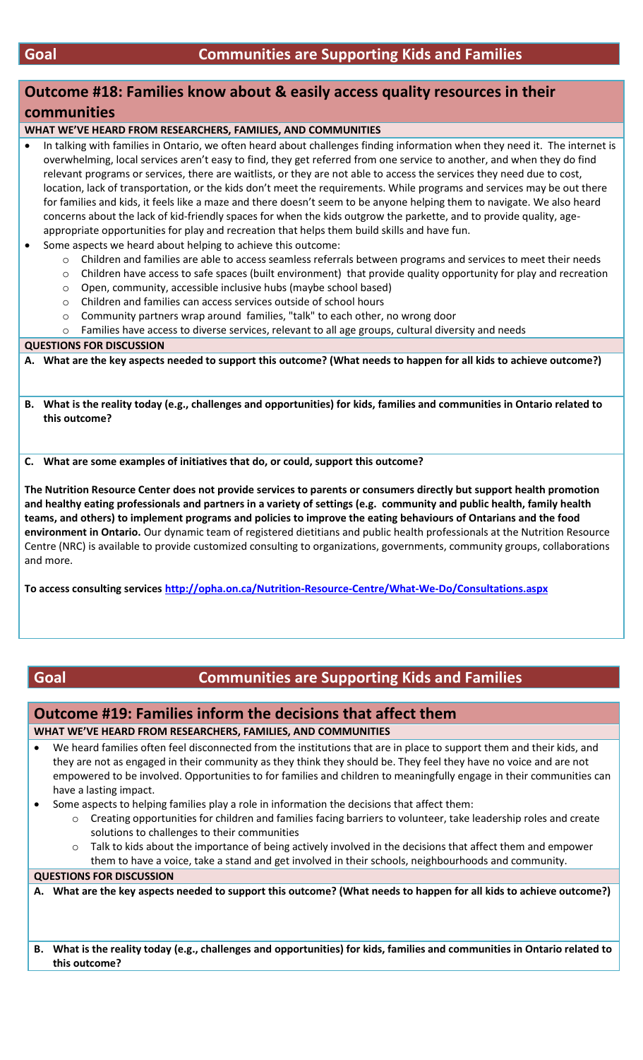## Goal — Communities are Supporting Kids and Families

### Outcome #18: Families know about & easily access quality resources in their communities

**WHAT WE'VE HEARD FROM RESEARCHERS, FAMILIES, AND COMMUNITIES**

- In talking with families in Ontario, we often heard about challenges finding information when they need it. The internet is overwhelming, local services aren't easy to find, they get referred from one service to another, and when they do find relevant programs or services, there are waitlists, or they are not able to access the services they need due to cost, location, lack of transportation, or the kids don't meet the requirements. While programs and services may be out there for families and kids, it feels like a maze and there doesn't seem to be anyone helping them to navigate. We also heard concerns about the lack of kid-friendly spaces for when the kids outgrow the parkette, and to provide quality, age-appropriate opportunities for play and recreation that helps them build skills and have fun.
- Some aspects we heard about helping to achieve this outcome:
  - Children and families are able to access seamless referrals between programs and services to meet their needs
  - Children have access to safe spaces (built environment) that provide quality opportunity for play and recreation
  - Open, community, accessible inclusive hubs (maybe school based)
  - Children and families can access services outside of school hours
  - Community partners wrap around families, "talk" to each other, no wrong door
  - Families have access to diverse services, relevant to all age groups, cultural diversity and needs

**QUESTIONS FOR DISCUSSION**

**A. What are the key aspects needed to support this outcome? (What needs to happen for all kids to achieve outcome?)**

**B. What is the reality today (e.g., challenges and opportunities) for kids, families and communities in Ontario related to this outcome?**

**C. What are some examples of initiatives that do, or could, support this outcome?**

**The Nutrition Resource Center does not provide services to parents or consumers directly but support health promotion and healthy eating professionals and partners in a variety of settings (e.g. community and public health, family health teams, and others) to implement programs and policies to improve the eating behaviours of Ontarians and the food environment in Ontario.** Our dynamic team of registered dietitians and public health professionals at the Nutrition Resource Centre (NRC) is available to provide customized consulting to organizations, governments, community groups, collaborations and more.

**To access consulting services http://opha.on.ca/Nutrition-Resource-Centre/What-We-Do/Consultations.aspx**

## Goal — Communities are Supporting Kids and Families

### Outcome #19: Families inform the decisions that affect them

**WHAT WE'VE HEARD FROM RESEARCHERS, FAMILIES, AND COMMUNITIES**

- We heard families often feel disconnected from the institutions that are in place to support them and their kids, and they are not as engaged in their community as they think they should be. They feel they have no voice and are not empowered to be involved. Opportunities to for families and children to meaningfully engage in their communities can have a lasting impact.
- Some aspects to helping families play a role in information the decisions that affect them:
  - Creating opportunities for children and families facing barriers to volunteer, take leadership roles and create solutions to challenges to their communities
  - Talk to kids about the importance of being actively involved in the decisions that affect them and empower them to have a voice, take a stand and get involved in their schools, neighbourhoods and community.

**QUESTIONS FOR DISCUSSION**

**A. What are the key aspects needed to support this outcome? (What needs to happen for all kids to achieve outcome?)**

**B. What is the reality today (e.g., challenges and opportunities) for kids, families and communities in Ontario related to this outcome?**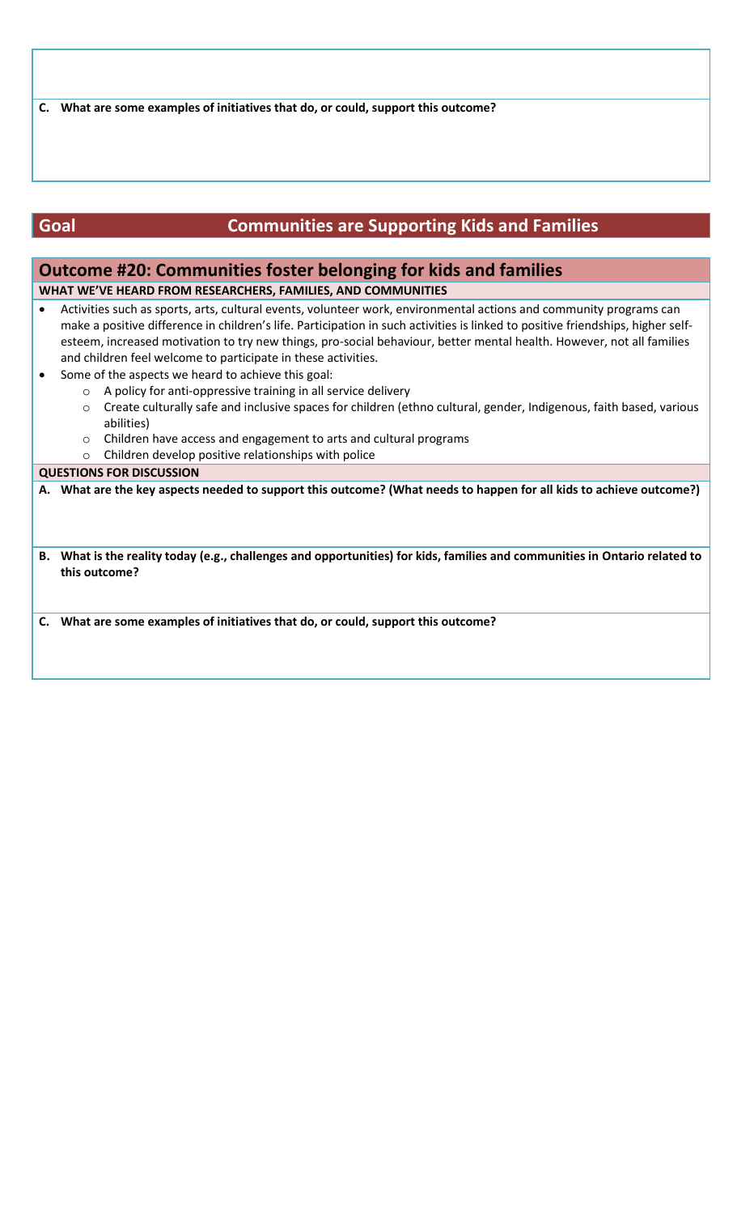**C. What are some examples of initiatives that do, or could, support this outcome?**

## Goal: Communities are Supporting Kids and Families

### Outcome #20: Communities foster belonging for kids and families

**WHAT WE'VE HEARD FROM RESEARCHERS, FAMILIES, AND COMMUNITIES**

- Activities such as sports, arts, cultural events, volunteer work, environmental actions and community programs can make a positive difference in children's life. Participation in such activities is linked to positive friendships, higher self-esteem, increased motivation to try new things, pro-social behaviour, better mental health. However, not all families and children feel welcome to participate in these activities.
- Some of the aspects we heard to achieve this goal:
  - A policy for anti-oppressive training in all service delivery
  - Create culturally safe and inclusive spaces for children (ethno cultural, gender, Indigenous, faith based, various abilities)
  - Children have access and engagement to arts and cultural programs
  - Children develop positive relationships with police

**QUESTIONS FOR DISCUSSION**

**A. What are the key aspects needed to support this outcome? (What needs to happen for all kids to achieve outcome?)**

**B. What is the reality today (e.g., challenges and opportunities) for kids, families and communities in Ontario related to this outcome?**

**C. What are some examples of initiatives that do, or could, support this outcome?**